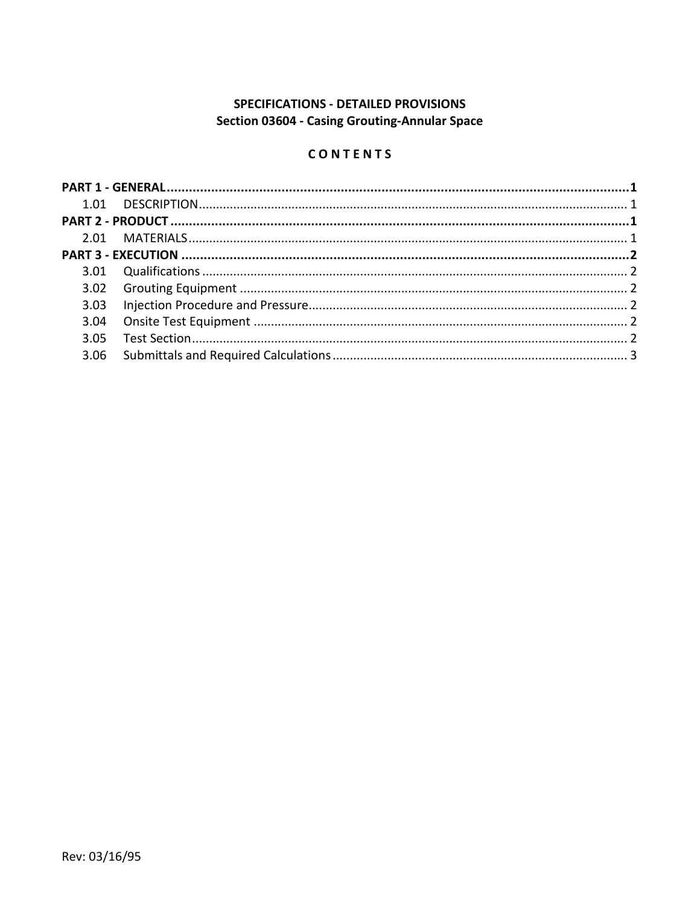# SPECIFICATIONS - DETAILED PROVISIONS
## Section 03604 - Casing Grouting-Annular Space

### C O N T E N T S

**PART 1 - GENERAL** ........................................................ **1**

1.01 DESCRIPTION ........................................................ 1

**PART 2 - PRODUCT** ........................................................ **1**

2.01 MATERIALS ........................................................ 1

**PART 3 - EXECUTION** ........................................................ **2**

3.01 Qualifications ........................................................ 2

3.02 Grouting Equipment ........................................................ 2

3.03 Injection Procedure and Pressure ........................................................ 2

3.04 Onsite Test Equipment ........................................................ 2

3.05 Test Section ........................................................ 2

3.06 Submittals and Required Calculations ........................................................ 3

Rev: 03/16/95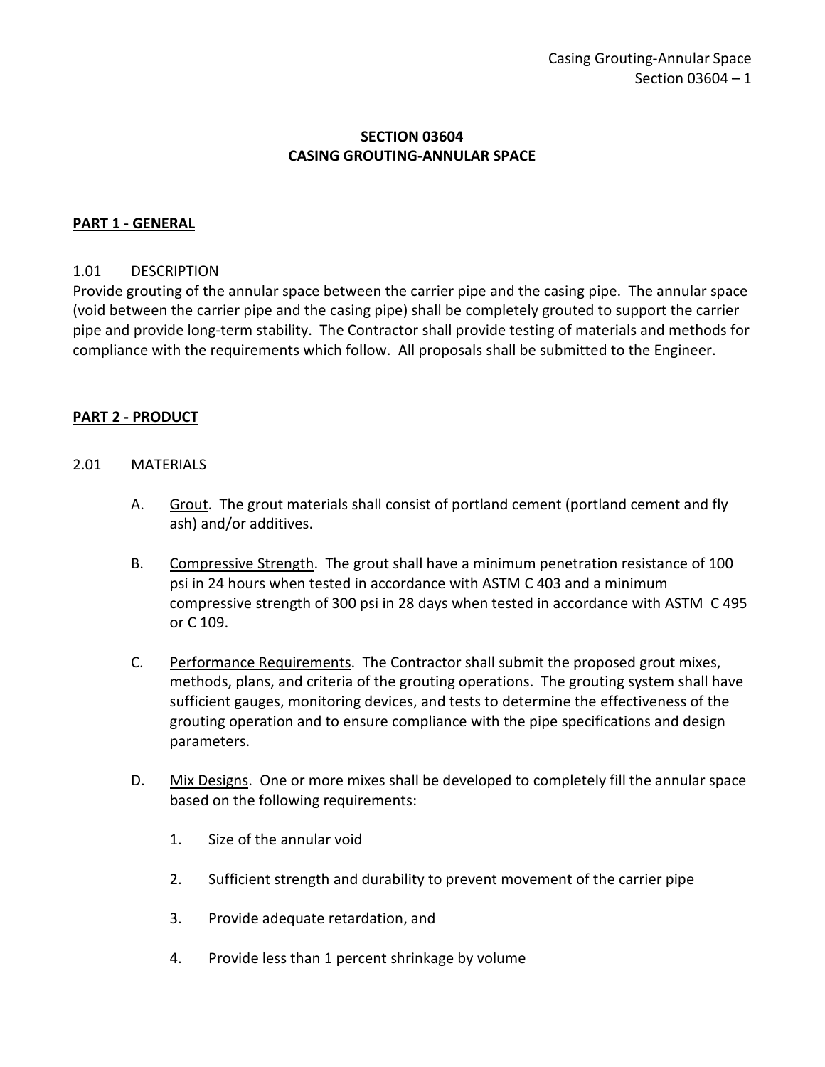# SECTION 03604
# CASING GROUTING-ANNULAR SPACE

## PART 1 - GENERAL

### 1.01 DESCRIPTION

Provide grouting of the annular space between the carrier pipe and the casing pipe. The annular space (void between the carrier pipe and the casing pipe) shall be completely grouted to support the carrier pipe and provide long-term stability. The Contractor shall provide testing of materials and methods for compliance with the requirements which follow. All proposals shall be submitted to the Engineer.

## PART 2 - PRODUCT

### 2.01 MATERIALS

A. Grout. The grout materials shall consist of portland cement (portland cement and fly ash) and/or additives.

B. Compressive Strength. The grout shall have a minimum penetration resistance of 100 psi in 24 hours when tested in accordance with ASTM C 403 and a minimum compressive strength of 300 psi in 28 days when tested in accordance with ASTM C 495 or C 109.

C. Performance Requirements. The Contractor shall submit the proposed grout mixes, methods, plans, and criteria of the grouting operations. The grouting system shall have sufficient gauges, monitoring devices, and tests to determine the effectiveness of the grouting operation and to ensure compliance with the pipe specifications and design parameters.

D. Mix Designs. One or more mixes shall be developed to completely fill the annular space based on the following requirements:

1. Size of the annular void
2. Sufficient strength and durability to prevent movement of the carrier pipe
3. Provide adequate retardation, and
4. Provide less than 1 percent shrinkage by volume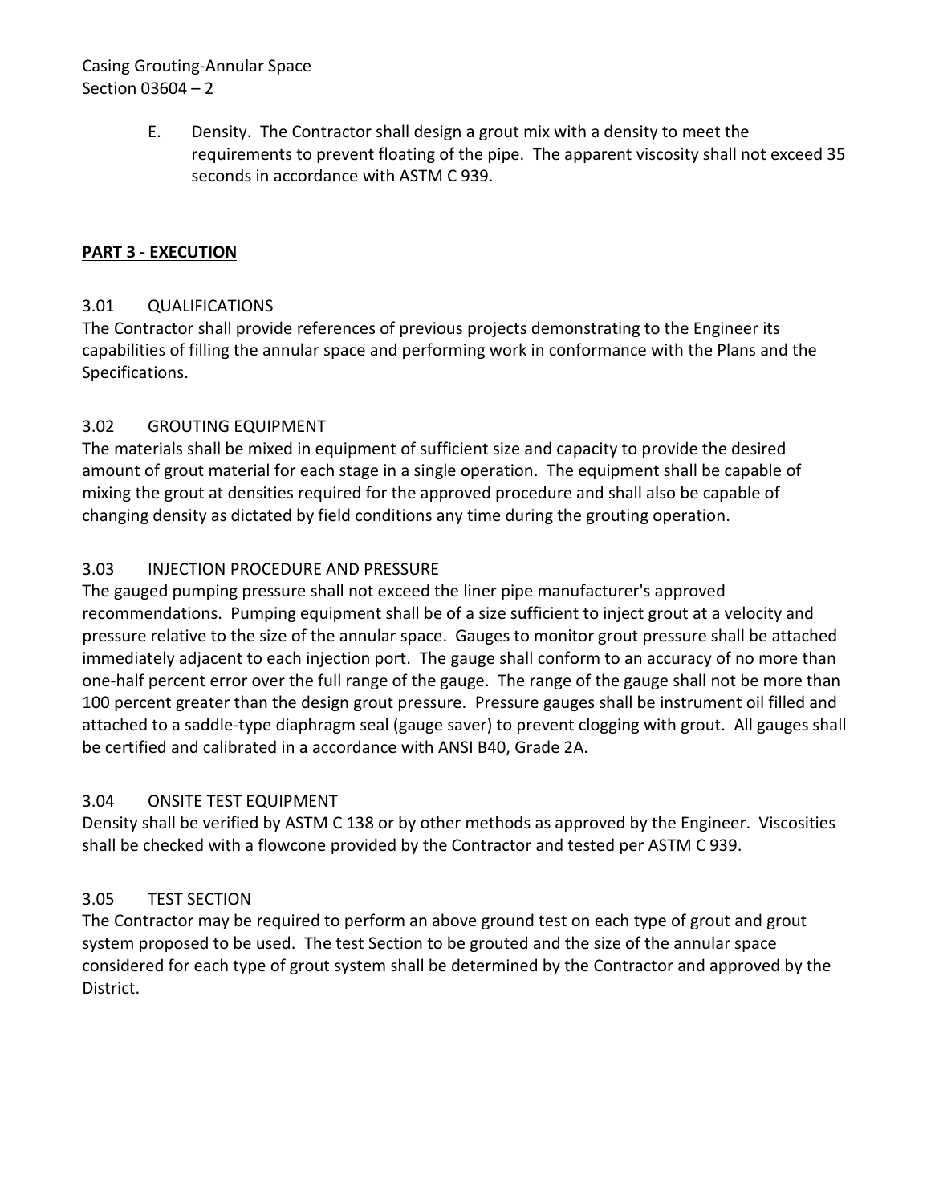E. <u>Density</u>. The Contractor shall design a grout mix with a density to meet the requirements to prevent floating of the pipe. The apparent viscosity shall not exceed 35 seconds in accordance with ASTM C 939.

## PART 3 - EXECUTION

### 3.01 QUALIFICATIONS

The Contractor shall provide references of previous projects demonstrating to the Engineer its capabilities of filling the annular space and performing work in conformance with the Plans and the Specifications.

### 3.02 GROUTING EQUIPMENT

The materials shall be mixed in equipment of sufficient size and capacity to provide the desired amount of grout material for each stage in a single operation. The equipment shall be capable of mixing the grout at densities required for the approved procedure and shall also be capable of changing density as dictated by field conditions any time during the grouting operation.

### 3.03 INJECTION PROCEDURE AND PRESSURE

The gauged pumping pressure shall not exceed the liner pipe manufacturer's approved recommendations. Pumping equipment shall be of a size sufficient to inject grout at a velocity and pressure relative to the size of the annular space. Gauges to monitor grout pressure shall be attached immediately adjacent to each injection port. The gauge shall conform to an accuracy of no more than one-half percent error over the full range of the gauge. The range of the gauge shall not be more than 100 percent greater than the design grout pressure. Pressure gauges shall be instrument oil filled and attached to a saddle-type diaphragm seal (gauge saver) to prevent clogging with grout. All gauges shall be certified and calibrated in a accordance with ANSI B40, Grade 2A.

### 3.04 ONSITE TEST EQUIPMENT

Density shall be verified by ASTM C 138 or by other methods as approved by the Engineer. Viscosities shall be checked with a flowcone provided by the Contractor and tested per ASTM C 939.

### 3.05 TEST SECTION

The Contractor may be required to perform an above ground test on each type of grout and grout system proposed to be used. The test Section to be grouted and the size of the annular space considered for each type of grout system shall be determined by the Contractor and approved by the District.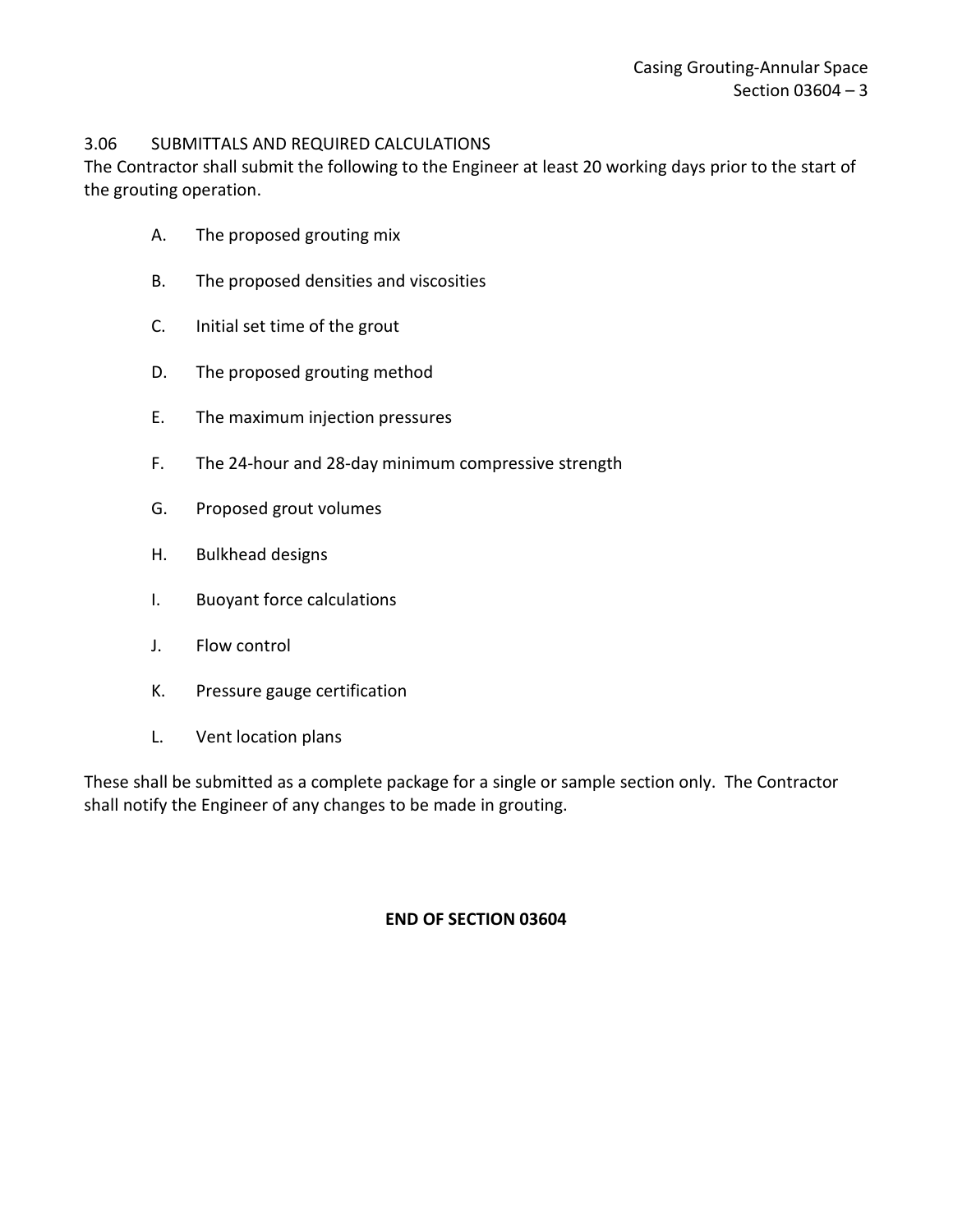### 3.06 SUBMITTALS AND REQUIRED CALCULATIONS

The Contractor shall submit the following to the Engineer at least 20 working days prior to the start of the grouting operation.

A. The proposed grouting mix

B. The proposed densities and viscosities

C. Initial set time of the grout

D. The proposed grouting method

E. The maximum injection pressures

F. The 24-hour and 28-day minimum compressive strength

G. Proposed grout volumes

H. Bulkhead designs

I. Buoyant force calculations

J. Flow control

K. Pressure gauge certification

L. Vent location plans

These shall be submitted as a complete package for a single or sample section only. The Contractor shall notify the Engineer of any changes to be made in grouting.

**END OF SECTION 03604**